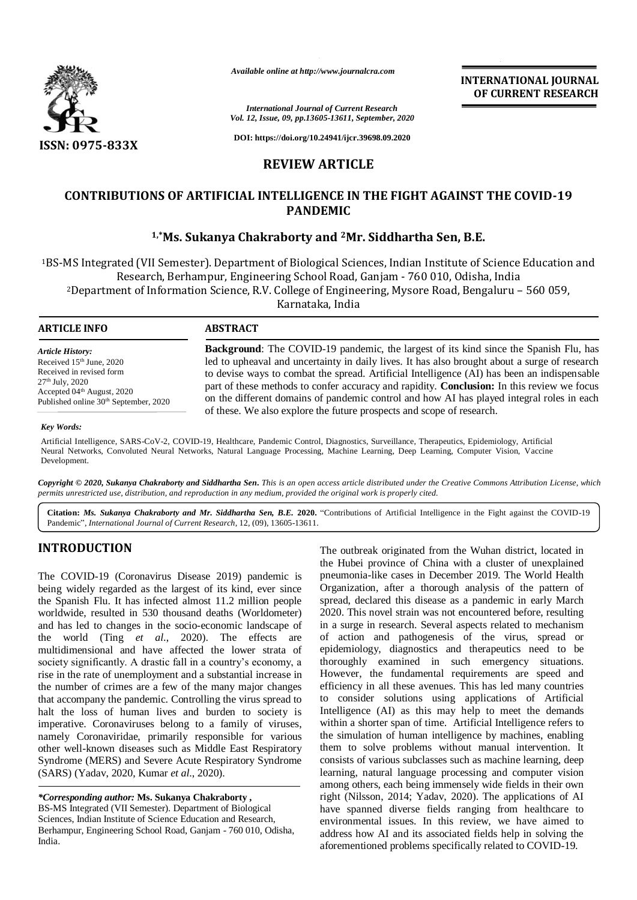*Available online at http://www.journalcra.com*

*International Journal of Current Research*
*Vol. 12, Issue, 09, pp.13605-13611, September, 2020*

**DOI: https://doi.org/10.24941/ijcr.39698.09.2020**

**INTERNATIONAL JOURNAL OF CURRENT RESEARCH**

**ISSN: 0975-833X**

## REVIEW ARTICLE

# CONTRIBUTIONS OF ARTIFICIAL INTELLIGENCE IN THE FIGHT AGAINST THE COVID-19 PANDEMIC

**[1,*]Ms. Sukanya Chakraborty and [2]Mr. Siddhartha Sen, B.E.**

[1]BS-MS Integrated (VII Semester). Department of Biological Sciences, Indian Institute of Science Education and Research, Berhampur, Engineering School Road, Ganjam - 760 010, Odisha, India

[2]Department of Information Science, R.V. College of Engineering, Mysore Road, Bengaluru – 560 059, Karnataka, India

### ARTICLE INFO

*Article History:*
Received 15[th] June, 2020
Received in revised form
27[th] July, 2020
Accepted 04[th] August, 2020
Published online 30[th] September, 2020

*Key Words:*

Artificial Intelligence, SARS-CoV-2, COVID-19, Healthcare, Pandemic Control, Diagnostics, Surveillance, Therapeutics, Epidemiology, Artificial Neural Networks, Convoluted Neural Networks, Natural Language Processing, Machine Learning, Deep Learning, Computer Vision, Vaccine Development.

### ABSTRACT

**Background**: The COVID-19 pandemic, the largest of its kind since the Spanish Flu, has led to upheaval and uncertainty in daily lives. It has also brought about a surge of research to devise ways to combat the spread. Artificial Intelligence (AI) has been an indispensable part of these methods to confer accuracy and rapidity. **Conclusion:** In this review we focus on the different domains of pandemic control and how AI has played integral roles in each of these. We also explore the future prospects and scope of research.

***Copyright © 2020, Sukanya Chakraborty and Siddhartha Sen****. This is an open access article distributed under the Creative Commons Attribution License, which permits unrestricted use, distribution, and reproduction in any medium, provided the original work is properly cited.*

**Citation:** *Ms. Sukanya Chakraborty and Mr. Siddhartha Sen, B.E.* **2020.** "Contributions of Artificial Intelligence in the Fight against the COVID-19 Pandemic", *International Journal of Current Research*, 12, (09), 13605-13611.

## INTRODUCTION

The COVID-19 (Coronavirus Disease 2019) pandemic is being widely regarded as the largest of its kind, ever since the Spanish Flu. It has infected almost 11.2 million people worldwide, resulted in 530 thousand deaths (Worldometer) and has led to changes in the socio-economic landscape of the world (Ting *et al*., 2020). The effects are multidimensional and have affected the lower strata of society significantly. A drastic fall in a country's economy, a rise in the rate of unemployment and a substantial increase in the number of crimes are a few of the many major changes that accompany the pandemic. Controlling the virus spread to halt the loss of human lives and burden to society is imperative. Coronaviruses belong to a family of viruses, namely Coronaviridae, primarily responsible for various other well-known diseases such as Middle East Respiratory Syndrome (MERS) and Severe Acute Respiratory Syndrome (SARS) (Yadav, 2020, Kumar *et al*., 2020).

The outbreak originated from the Wuhan district, located in the Hubei province of China with a cluster of unexplained pneumonia-like cases in December 2019. The World Health Organization, after a thorough analysis of the pattern of spread, declared this disease as a pandemic in early March 2020. This novel strain was not encountered before, resulting in a surge in research. Several aspects related to mechanism of action and pathogenesis of the virus, spread or epidemiology, diagnostics and therapeutics need to be thoroughly examined in such emergency situations. However, the fundamental requirements are speed and efficiency in all these avenues. This has led many countries to consider solutions using applications of Artificial Intelligence (AI) as this may help to meet the demands within a shorter span of time. Artificial Intelligence refers to the simulation of human intelligence by machines, enabling them to solve problems without manual intervention. It consists of various subclasses such as machine learning, deep learning, natural language processing and computer vision among others, each being immensely wide fields in their own right (Nilsson, 2014; Yadav, 2020). The applications of AI have spanned diverse fields ranging from healthcare to environmental issues. In this review, we have aimed to address how AI and its associated fields help in solving the aforementioned problems specifically related to COVID-19.

**\*Corresponding author: Ms. Sukanya Chakraborty ,**
BS-MS Integrated (VII Semester). Department of Biological Sciences, Indian Institute of Science Education and Research, Berhampur, Engineering School Road, Ganjam - 760 010, Odisha, India.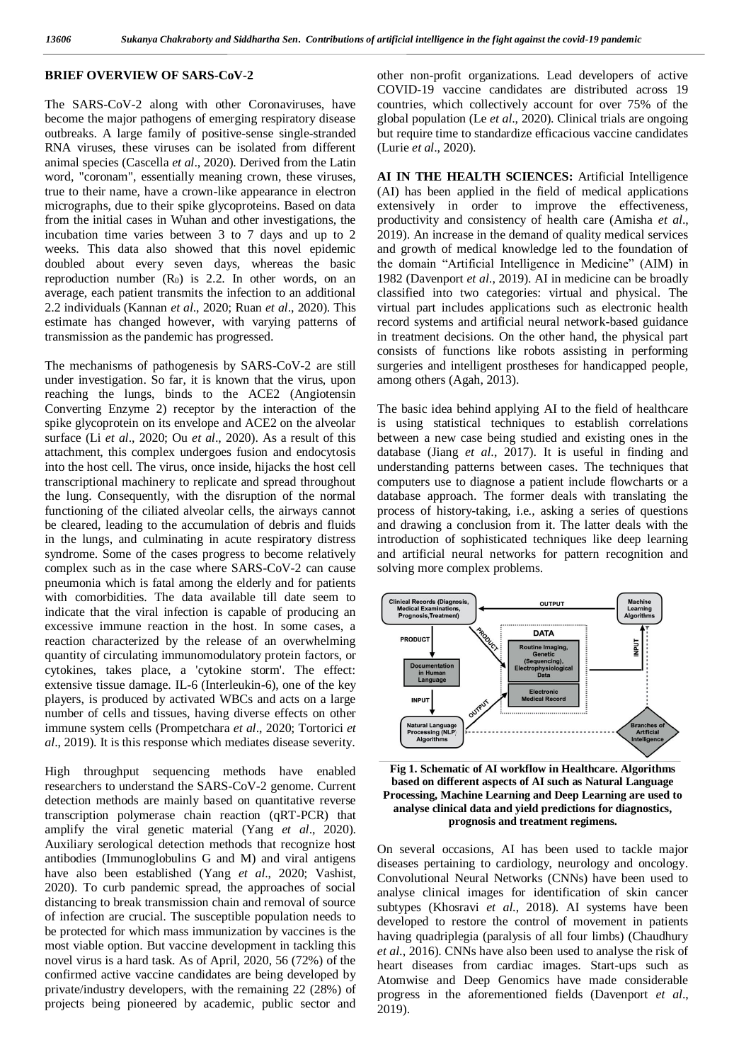## BRIEF OVERVIEW OF SARS-CoV-2

The SARS-CoV-2 along with other Coronaviruses, have become the major pathogens of emerging respiratory disease outbreaks. A large family of positive-sense single-stranded RNA viruses, these viruses can be isolated from different animal species (Cascella *et al*., 2020). Derived from the Latin word, "coronam", essentially meaning crown, these viruses, true to their name, have a crown-like appearance in electron micrographs, due to their spike glycoproteins. Based on data from the initial cases in Wuhan and other investigations, the incubation time varies between 3 to 7 days and up to 2 weeks. This data also showed that this novel epidemic doubled about every seven days, whereas the basic reproduction number ($R_0$) is 2.2. In other words, on an average, each patient transmits the infection to an additional 2.2 individuals (Kannan *et al*., 2020; Ruan *et al*., 2020). This estimate has changed however, with varying patterns of transmission as the pandemic has progressed.

The mechanisms of pathogenesis by SARS-CoV-2 are still under investigation. So far, it is known that the virus, upon reaching the lungs, binds to the ACE2 (Angiotensin Converting Enzyme 2) receptor by the interaction of the spike glycoprotein on its envelope and ACE2 on the alveolar surface (Li *et al*., 2020; Ou *et al*., 2020). As a result of this attachment, this complex undergoes fusion and endocytosis into the host cell. The virus, once inside, hijacks the host cell transcriptional machinery to replicate and spread throughout the lung. Consequently, with the disruption of the normal functioning of the ciliated alveolar cells, the airways cannot be cleared, leading to the accumulation of debris and fluids in the lungs, and culminating in acute respiratory distress syndrome. Some of the cases progress to become relatively complex such as in the case where SARS-CoV-2 can cause pneumonia which is fatal among the elderly and for patients with comorbidities. The data available till date seem to indicate that the viral infection is capable of producing an excessive immune reaction in the host. In some cases, a reaction characterized by the release of an overwhelming quantity of circulating immunomodulatory protein factors, or cytokines, takes place, a 'cytokine storm'. The effect: extensive tissue damage. IL-6 (Interleukin-6), one of the key players, is produced by activated WBCs and acts on a large number of cells and tissues, having diverse effects on other immune system cells (Prompetchara *et al*., 2020; Tortorici *et al*., 2019). It is this response which mediates disease severity.

High throughput sequencing methods have enabled researchers to understand the SARS-CoV-2 genome. Current detection methods are mainly based on quantitative reverse transcription polymerase chain reaction (qRT-PCR) that amplify the viral genetic material (Yang *et al*., 2020). Auxiliary serological detection methods that recognize host antibodies (Immunoglobulins G and M) and viral antigens have also been established (Yang *et al*., 2020; Vashist, 2020). To curb pandemic spread, the approaches of social distancing to break transmission chain and removal of source of infection are crucial. The susceptible population needs to be protected for which mass immunization by vaccines is the most viable option. But vaccine development in tackling this novel virus is a hard task. As of April, 2020, 56 (72%) of the confirmed active vaccine candidates are being developed by private/industry developers, with the remaining 22 (28%) of projects being pioneered by academic, public sector and other non-profit organizations. Lead developers of active COVID-19 vaccine candidates are distributed across 19 countries, which collectively account for over 75% of the global population (Le *et al*., 2020). Clinical trials are ongoing but require time to standardize efficacious vaccine candidates (Lurie *et al*., 2020).

**AI IN THE HEALTH SCIENCES:** Artificial Intelligence (AI) has been applied in the field of medical applications extensively in order to improve the effectiveness, productivity and consistency of health care (Amisha *et al*., 2019). An increase in the demand of quality medical services and growth of medical knowledge led to the foundation of the domain "Artificial Intelligence in Medicine" (AIM) in 1982 (Davenport *et al*., 2019). AI in medicine can be broadly classified into two categories: virtual and physical. The virtual part includes applications such as electronic health record systems and artificial neural network-based guidance in treatment decisions. On the other hand, the physical part consists of functions like robots assisting in performing surgeries and intelligent prostheses for handicapped people, among others (Agah, 2013).

The basic idea behind applying AI to the field of healthcare is using statistical techniques to establish correlations between a new case being studied and existing ones in the database (Jiang *et al*., 2017). It is useful in finding and understanding patterns between cases. The techniques that computers use to diagnose a patient include flowcharts or a database approach. The former deals with translating the process of history-taking, i.e., asking a series of questions and drawing a conclusion from it. The latter deals with the introduction of sophisticated techniques like deep learning and artificial neural networks for pattern recognition and solving more complex problems.

**Fig 1. Schematic of AI workflow in Healthcare. Algorithms based on different aspects of AI such as Natural Language Processing, Machine Learning and Deep Learning are used to analyse clinical data and yield predictions for diagnostics, prognosis and treatment regimens.**

On several occasions, AI has been used to tackle major diseases pertaining to cardiology, neurology and oncology. Convolutional Neural Networks (CNNs) have been used to analyse clinical images for identification of skin cancer subtypes (Khosravi *et al*., 2018). AI systems have been developed to restore the control of movement in patients having quadriplegia (paralysis of all four limbs) (Chaudhury *et al*., 2016). CNNs have also been used to analyse the risk of heart diseases from cardiac images. Start-ups such as Atomwise and Deep Genomics have made considerable progress in the aforementioned fields (Davenport *et al*., 2019).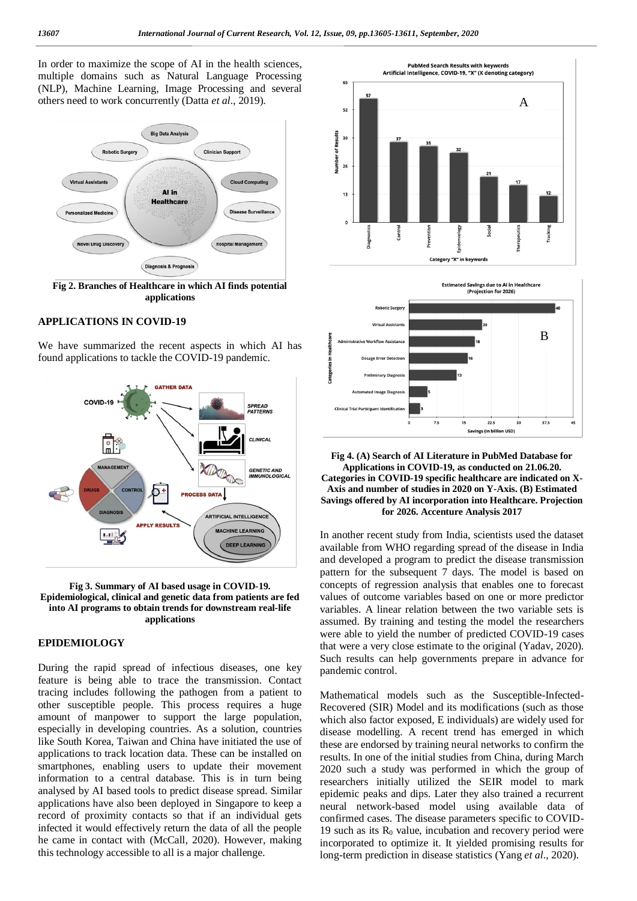In order to maximize the scope of AI in the health sciences, multiple domains such as Natural Language Processing (NLP), Machine Learning, Image Processing and several others need to work concurrently (Datta *et al*., 2019).

**Fig 2. Branches of Healthcare in which AI finds potential applications**

## APPLICATIONS IN COVID-19

We have summarized the recent aspects in which AI has found applications to tackle the COVID-19 pandemic.

**Fig 3. Summary of AI based usage in COVID-19. Epidemiological, clinical and genetic data from patients are fed into AI programs to obtain trends for downstream real-life applications**

## EPIDEMIOLOGY

During the rapid spread of infectious diseases, one key feature is being able to trace the transmission. Contact tracing includes following the pathogen from a patient to other susceptible people. This process requires a huge amount of manpower to support the large population, especially in developing countries. As a solution, countries like South Korea, Taiwan and China have initiated the use of applications to track location data. These can be installed on smartphones, enabling users to update their movement information to a central database. This is in turn being analysed by AI based tools to predict disease spread. Similar applications have also been deployed in Singapore to keep a record of proximity contacts so that if an individual gets infected it would effectively return the data of all the people he came in contact with (McCall, 2020). However, making this technology accessible to all is a major challenge.

**Fig 4. (A) Search of AI Literature in PubMed Database for Applications in COVID-19, as conducted on 21.06.20. Categories in COVID-19 specific healthcare are indicated on X-Axis and number of studies in 2020 on Y-Axis. (B) Estimated Savings offered by AI incorporation into Healthcare. Projection for 2026. Accenture Analysis 2017**

In another recent study from India, scientists used the dataset available from WHO regarding spread of the disease in India and developed a program to predict the disease transmission pattern for the subsequent 7 days. The model is based on concepts of regression analysis that enables one to forecast values of outcome variables based on one or more predictor variables. A linear relation between the two variable sets is assumed. By training and testing the model the researchers were able to yield the number of predicted COVID-19 cases that were a very close estimate to the original (Yadav, 2020). Such results can help governments prepare in advance for pandemic control.

Mathematical models such as the Susceptible-Infected-Recovered (SIR) Model and its modifications (such as those which also factor exposed, E individuals) are widely used for disease modelling. A recent trend has emerged in which these are endorsed by training neural networks to confirm the results. In one of the initial studies from China, during March 2020 such a study was performed in which the group of researchers initially utilized the SEIR model to mark epidemic peaks and dips. Later they also trained a recurrent neural network-based model using available data of confirmed cases. The disease parameters specific to COVID-19 such as its $R_0$ value, incubation and recovery period were incorporated to optimize it. It yielded promising results for long-term prediction in disease statistics (Yang *et al*., 2020).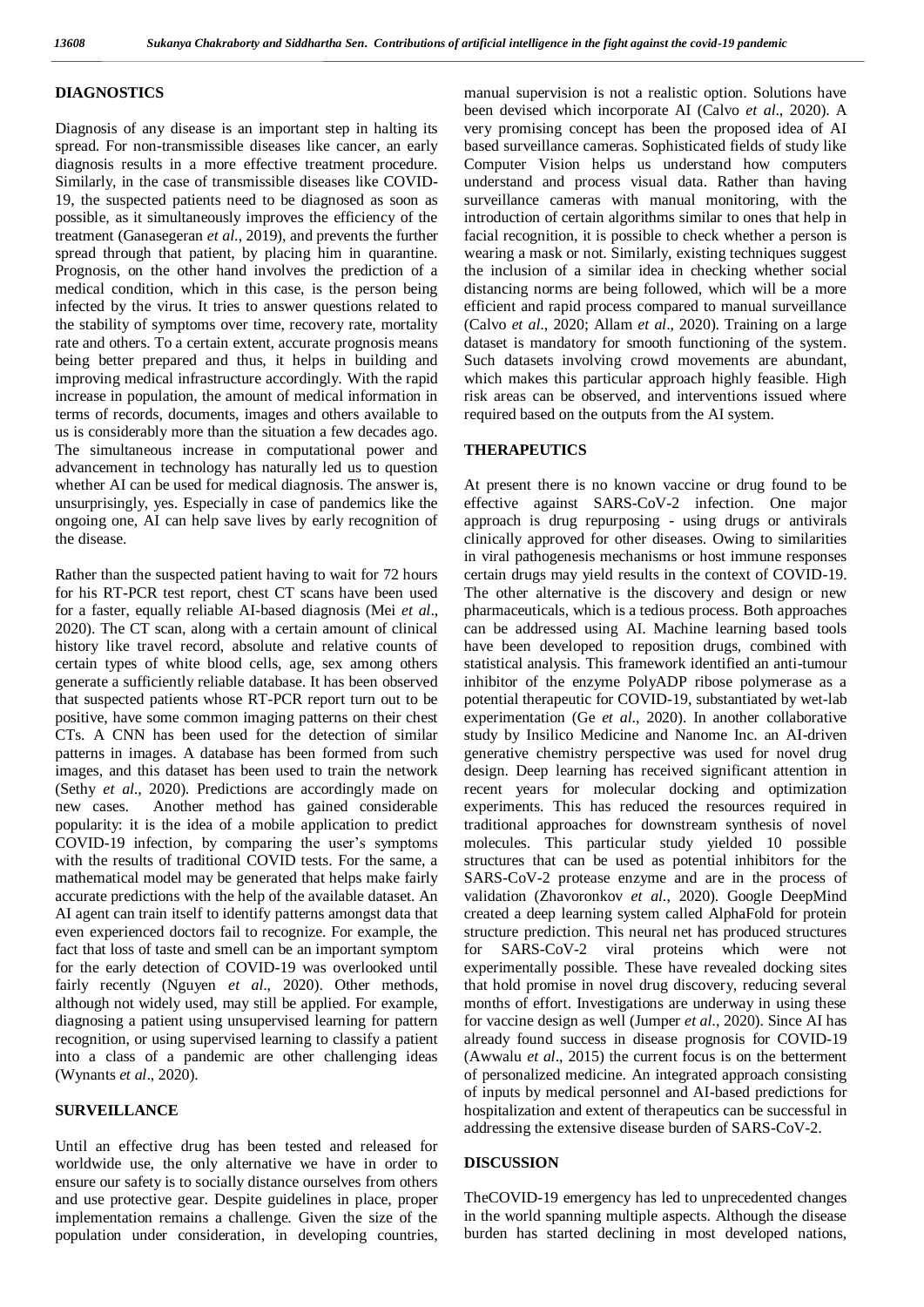## DIAGNOSTICS

Diagnosis of any disease is an important step in halting its spread. For non-transmissible diseases like cancer, an early diagnosis results in a more effective treatment procedure. Similarly, in the case of transmissible diseases like COVID-19, the suspected patients need to be diagnosed as soon as possible, as it simultaneously improves the efficiency of the treatment (Ganasegeran *et al.*, 2019), and prevents the further spread through that patient, by placing him in quarantine. Prognosis, on the other hand involves the prediction of a medical condition, which in this case, is the person being infected by the virus. It tries to answer questions related to the stability of symptoms over time, recovery rate, mortality rate and others. To a certain extent, accurate prognosis means being better prepared and thus, it helps in building and improving medical infrastructure accordingly. With the rapid increase in population, the amount of medical information in terms of records, documents, images and others available to us is considerably more than the situation a few decades ago. The simultaneous increase in computational power and advancement in technology has naturally led us to question whether AI can be used for medical diagnosis. The answer is, unsurprisingly, yes. Especially in case of pandemics like the ongoing one, AI can help save lives by early recognition of the disease.

Rather than the suspected patient having to wait for 72 hours for his RT-PCR test report, chest CT scans have been used for a faster, equally reliable AI-based diagnosis (Mei *et al*., 2020). The CT scan, along with a certain amount of clinical history like travel record, absolute and relative counts of certain types of white blood cells, age, sex among others generate a sufficiently reliable database. It has been observed that suspected patients whose RT-PCR report turn out to be positive, have some common imaging patterns on their chest CTs. A CNN has been used for the detection of similar patterns in images. A database has been formed from such images, and this dataset has been used to train the network (Sethy *et al*., 2020). Predictions are accordingly made on new cases. Another method has gained considerable popularity: it is the idea of a mobile application to predict COVID-19 infection, by comparing the user's symptoms with the results of traditional COVID tests. For the same, a mathematical model may be generated that helps make fairly accurate predictions with the help of the available dataset. An AI agent can train itself to identify patterns amongst data that even experienced doctors fail to recognize. For example, the fact that loss of taste and smell can be an important symptom for the early detection of COVID-19 was overlooked until fairly recently (Nguyen *et al*., 2020). Other methods, although not widely used, may still be applied. For example, diagnosing a patient using unsupervised learning for pattern recognition, or using supervised learning to classify a patient into a class of a pandemic are other challenging ideas (Wynants *et al*., 2020).

## SURVEILLANCE

Until an effective drug has been tested and released for worldwide use, the only alternative we have in order to ensure our safety is to socially distance ourselves from others and use protective gear. Despite guidelines in place, proper implementation remains a challenge. Given the size of the population under consideration, in developing countries, manual supervision is not a realistic option. Solutions have been devised which incorporate AI (Calvo *et al*., 2020). A very promising concept has been the proposed idea of AI based surveillance cameras. Sophisticated fields of study like Computer Vision helps us understand how computers understand and process visual data. Rather than having surveillance cameras with manual monitoring, with the introduction of certain algorithms similar to ones that help in facial recognition, it is possible to check whether a person is wearing a mask or not. Similarly, existing techniques suggest the inclusion of a similar idea in checking whether social distancing norms are being followed, which will be a more efficient and rapid process compared to manual surveillance (Calvo *et al*., 2020; Allam *et al*., 2020). Training on a large dataset is mandatory for smooth functioning of the system. Such datasets involving crowd movements are abundant, which makes this particular approach highly feasible. High risk areas can be observed, and interventions issued where required based on the outputs from the AI system.

## THERAPEUTICS

At present there is no known vaccine or drug found to be effective against SARS-CoV-2 infection. One major approach is drug repurposing - using drugs or antivirals clinically approved for other diseases. Owing to similarities in viral pathogenesis mechanisms or host immune responses certain drugs may yield results in the context of COVID-19. The other alternative is the discovery and design or new pharmaceuticals, which is a tedious process. Both approaches can be addressed using AI. Machine learning based tools have been developed to reposition drugs, combined with statistical analysis. This framework identified an anti-tumour inhibitor of the enzyme PolyADP ribose polymerase as a potential therapeutic for COVID-19, substantiated by wet-lab experimentation (Ge *et al*., 2020). In another collaborative study by Insilico Medicine and Nanome Inc. an AI-driven generative chemistry perspective was used for novel drug design. Deep learning has received significant attention in recent years for molecular docking and optimization experiments. This has reduced the resources required in traditional approaches for downstream synthesis of novel molecules. This particular study yielded 10 possible structures that can be used as potential inhibitors for the SARS-CoV-2 protease enzyme and are in the process of validation (Zhavoronkov *et al*., 2020). Google DeepMind created a deep learning system called AlphaFold for protein structure prediction. This neural net has produced structures for SARS-CoV-2 viral proteins which were not experimentally possible. These have revealed docking sites that hold promise in novel drug discovery, reducing several months of effort. Investigations are underway in using these for vaccine design as well (Jumper *et al*., 2020). Since AI has already found success in disease prognosis for COVID-19 (Awwalu *et al*., 2015) the current focus is on the betterment of personalized medicine. An integrated approach consisting of inputs by medical personnel and AI-based predictions for hospitalization and extent of therapeutics can be successful in addressing the extensive disease burden of SARS-CoV-2.

## DISCUSSION

TheCOVID-19 emergency has led to unprecedented changes in the world spanning multiple aspects. Although the disease burden has started declining in most developed nations,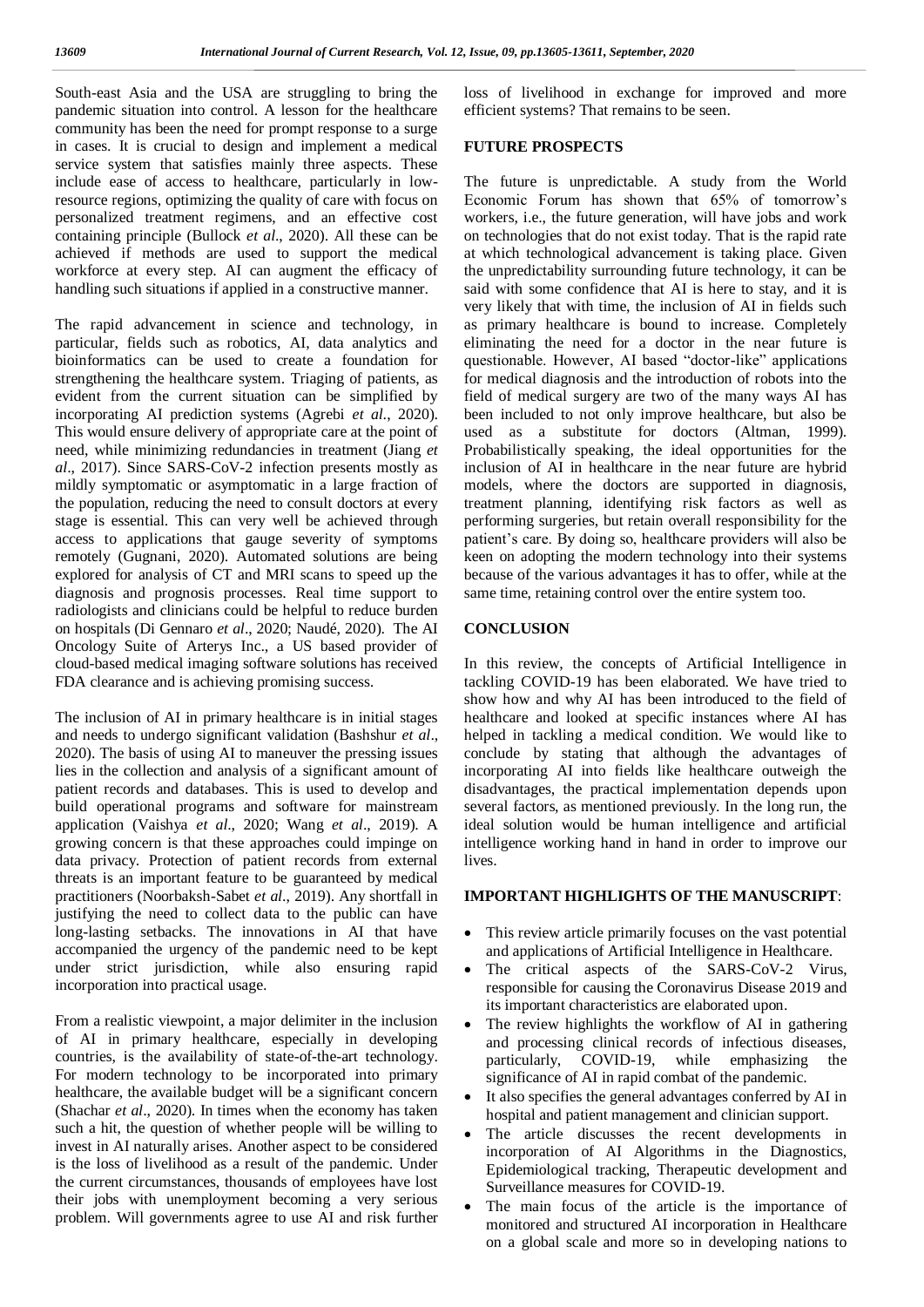South-east Asia and the USA are struggling to bring the pandemic situation into control. A lesson for the healthcare community has been the need for prompt response to a surge in cases. It is crucial to design and implement a medical service system that satisfies mainly three aspects. These include ease of access to healthcare, particularly in low-resource regions, optimizing the quality of care with focus on personalized treatment regimens, and an effective cost containing principle (Bullock *et al*., 2020). All these can be achieved if methods are used to support the medical workforce at every step. AI can augment the efficacy of handling such situations if applied in a constructive manner.

The rapid advancement in science and technology, in particular, fields such as robotics, AI, data analytics and bioinformatics can be used to create a foundation for strengthening the healthcare system. Triaging of patients, as evident from the current situation can be simplified by incorporating AI prediction systems (Agrebi *et al*., 2020). This would ensure delivery of appropriate care at the point of need, while minimizing redundancies in treatment (Jiang *et al*., 2017). Since SARS-CoV-2 infection presents mostly as mildly symptomatic or asymptomatic in a large fraction of the population, reducing the need to consult doctors at every stage is essential. This can very well be achieved through access to applications that gauge severity of symptoms remotely (Gugnani, 2020). Automated solutions are being explored for analysis of CT and MRI scans to speed up the diagnosis and prognosis processes. Real time support to radiologists and clinicians could be helpful to reduce burden on hospitals (Di Gennaro *et al*., 2020; Naudé, 2020). The AI Oncology Suite of Arterys Inc., a US based provider of cloud-based medical imaging software solutions has received FDA clearance and is achieving promising success.

The inclusion of AI in primary healthcare is in initial stages and needs to undergo significant validation (Bashshur *et al*., 2020). The basis of using AI to maneuver the pressing issues lies in the collection and analysis of a significant amount of patient records and databases. This is used to develop and build operational programs and software for mainstream application (Vaishya *et al*., 2020; Wang *et al*., 2019). A growing concern is that these approaches could impinge on data privacy. Protection of patient records from external threats is an important feature to be guaranteed by medical practitioners (Noorbaksh-Sabet *et al*., 2019). Any shortfall in justifying the need to collect data to the public can have long-lasting setbacks. The innovations in AI that have accompanied the urgency of the pandemic need to be kept under strict jurisdiction, while also ensuring rapid incorporation into practical usage.

From a realistic viewpoint, a major delimiter in the inclusion of AI in primary healthcare, especially in developing countries, is the availability of state-of-the-art technology. For modern technology to be incorporated into primary healthcare, the available budget will be a significant concern (Shachar *et al*., 2020). In times when the economy has taken such a hit, the question of whether people will be willing to invest in AI naturally arises. Another aspect to be considered is the loss of livelihood as a result of the pandemic. Under the current circumstances, thousands of employees have lost their jobs with unemployment becoming a very serious problem. Will governments agree to use AI and risk further loss of livelihood in exchange for improved and more efficient systems? That remains to be seen.

## FUTURE PROSPECTS

The future is unpredictable. A study from the World Economic Forum has shown that 65% of tomorrow's workers, i.e., the future generation, will have jobs and work on technologies that do not exist today. That is the rapid rate at which technological advancement is taking place. Given the unpredictability surrounding future technology, it can be said with some confidence that AI is here to stay, and it is very likely that with time, the inclusion of AI in fields such as primary healthcare is bound to increase. Completely eliminating the need for a doctor in the near future is questionable. However, AI based "doctor-like" applications for medical diagnosis and the introduction of robots into the field of medical surgery are two of the many ways AI has been included to not only improve healthcare, but also be used as a substitute for doctors (Altman, 1999). Probabilistically speaking, the ideal opportunities for the inclusion of AI in healthcare in the near future are hybrid models, where the doctors are supported in diagnosis, treatment planning, identifying risk factors as well as performing surgeries, but retain overall responsibility for the patient's care. By doing so, healthcare providers will also be keen on adopting the modern technology into their systems because of the various advantages it has to offer, while at the same time, retaining control over the entire system too.

## CONCLUSION

In this review, the concepts of Artificial Intelligence in tackling COVID-19 has been elaborated. We have tried to show how and why AI has been introduced to the field of healthcare and looked at specific instances where AI has helped in tackling a medical condition. We would like to conclude by stating that although the advantages of incorporating AI into fields like healthcare outweigh the disadvantages, the practical implementation depends upon several factors, as mentioned previously. In the long run, the ideal solution would be human intelligence and artificial intelligence working hand in hand in order to improve our lives.

## IMPORTANT HIGHLIGHTS OF THE MANUSCRIPT:

- This review article primarily focuses on the vast potential and applications of Artificial Intelligence in Healthcare.
- The critical aspects of the SARS-CoV-2 Virus, responsible for causing the Coronavirus Disease 2019 and its important characteristics are elaborated upon.
- The review highlights the workflow of AI in gathering and processing clinical records of infectious diseases, particularly, COVID-19, while emphasizing the significance of AI in rapid combat of the pandemic.
- It also specifies the general advantages conferred by AI in hospital and patient management and clinician support.
- The article discusses the recent developments in incorporation of AI Algorithms in the Diagnostics, Epidemiological tracking, Therapeutic development and Surveillance measures for COVID-19.
- The main focus of the article is the importance of monitored and structured AI incorporation in Healthcare on a global scale and more so in developing nations to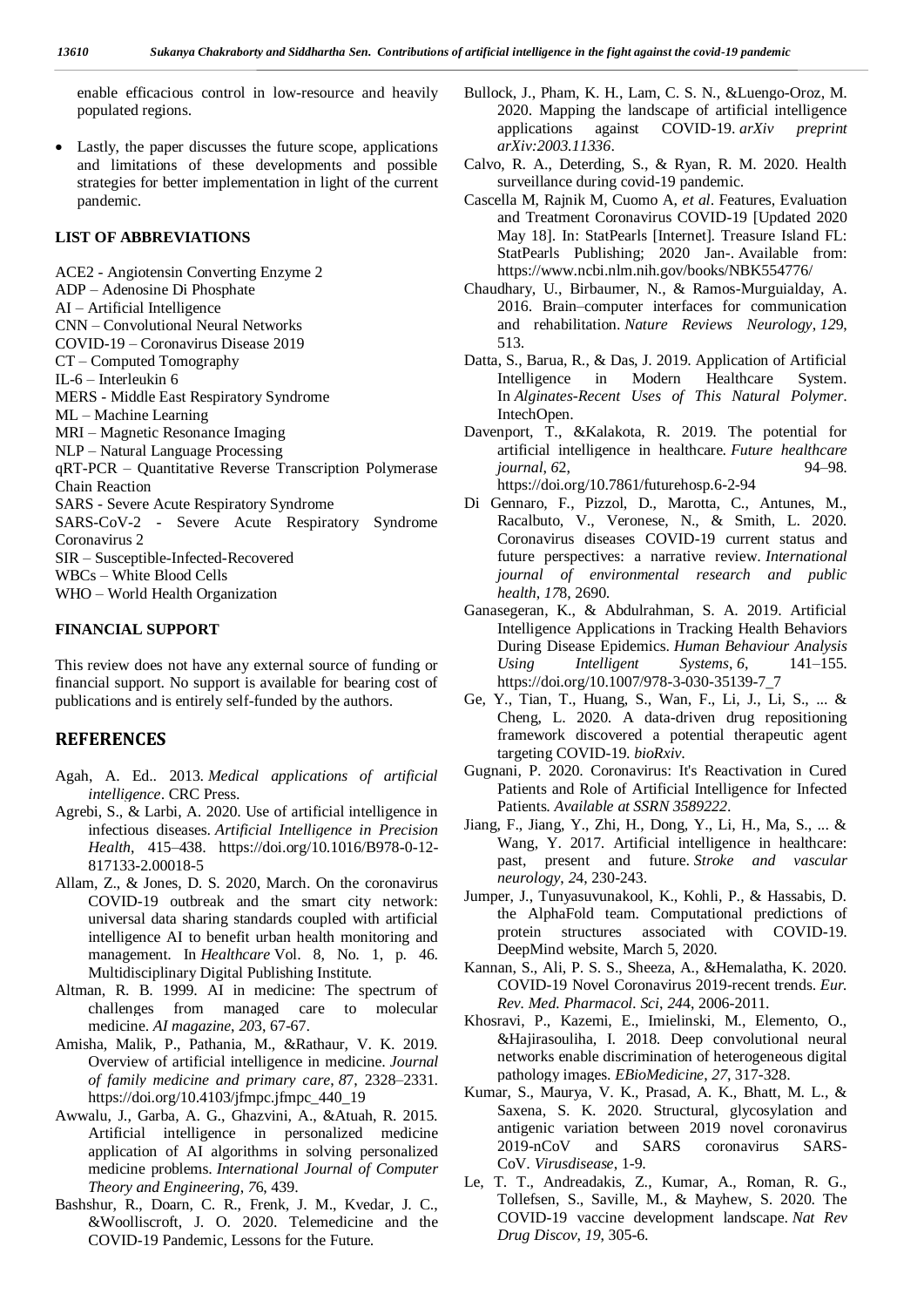enable efficacious control in low-resource and heavily populated regions.

- Lastly, the paper discusses the future scope, applications and limitations of these developments and possible strategies for better implementation in light of the current pandemic.

**LIST OF ABBREVIATIONS**

ACE2 - Angiotensin Converting Enzyme 2
ADP – Adenosine Di Phosphate
AI – Artificial Intelligence
CNN – Convolutional Neural Networks
COVID-19 – Coronavirus Disease 2019
CT – Computed Tomography
IL-6 – Interleukin 6
MERS - Middle East Respiratory Syndrome
ML – Machine Learning
MRI – Magnetic Resonance Imaging
NLP – Natural Language Processing
qRT-PCR – Quantitative Reverse Transcription Polymerase Chain Reaction
SARS - Severe Acute Respiratory Syndrome
SARS-CoV-2 - Severe Acute Respiratory Syndrome Coronavirus 2
SIR – Susceptible-Infected-Recovered
WBCs – White Blood Cells
WHO – World Health Organization

**FINANCIAL SUPPORT**

This review does not have any external source of funding or financial support. No support is available for bearing cost of publications and is entirely self-funded by the authors.

## REFERENCES

Agah, A. Ed.. 2013. *Medical applications of artificial intelligence*. CRC Press.

Agrebi, S., & Larbi, A. 2020. Use of artificial intelligence in infectious diseases. *Artificial Intelligence in Precision Health*, 415–438. https://doi.org/10.1016/B978-0-12-817133-2.00018-5

Allam, Z., & Jones, D. S. 2020, March. On the coronavirus COVID-19 outbreak and the smart city network: universal data sharing standards coupled with artificial intelligence AI to benefit urban health monitoring and management. In *Healthcare* Vol. 8, No. 1, p. 46. Multidisciplinary Digital Publishing Institute.

Altman, R. B. 1999. AI in medicine: The spectrum of challenges from managed care to molecular medicine. *AI magazine*, *20*3, 67-67.

Amisha, Malik, P., Pathania, M., &Rathaur, V. K. 2019. Overview of artificial intelligence in medicine. *Journal of family medicine and primary care*, *8*7, 2328–2331. https://doi.org/10.4103/jfmpc.jfmpc_440_19

Awwalu, J., Garba, A. G., Ghazvini, A., &Atuah, R. 2015. Artificial intelligence in personalized medicine application of AI algorithms in solving personalized medicine problems. *International Journal of Computer Theory and Engineering*, *7*6, 439.

Bashshur, R., Doarn, C. R., Frenk, J. M., Kvedar, J. C., &Woolliscroft, J. O. 2020. Telemedicine and the COVID-19 Pandemic, Lessons for the Future.

Bullock, J., Pham, K. H., Lam, C. S. N., &Luengo-Oroz, M. 2020. Mapping the landscape of artificial intelligence applications against COVID-19. *arXiv preprint arXiv:2003.11336*.

Calvo, R. A., Deterding, S., & Ryan, R. M. 2020. Health surveillance during covid-19 pandemic.

Cascella M, Rajnik M, Cuomo A, *et al*. Features, Evaluation and Treatment Coronavirus COVID-19 [Updated 2020 May 18]. In: StatPearls [Internet]. Treasure Island FL: StatPearls Publishing; 2020 Jan-. Available from: https://www.ncbi.nlm.nih.gov/books/NBK554776/

Chaudhary, U., Birbaumer, N., & Ramos-Murguialday, A. 2016. Brain–computer interfaces for communication and rehabilitation. *Nature Reviews Neurology*, *12*9, 513.

Datta, S., Barua, R., & Das, J. 2019. Application of Artificial Intelligence in Modern Healthcare System. In *Alginates-Recent Uses of This Natural Polymer*. IntechOpen.

Davenport, T., &Kalakota, R. 2019. The potential for artificial intelligence in healthcare. *Future healthcare journal*, *6*2, 94–98. https://doi.org/10.7861/futurehosp.6-2-94

Di Gennaro, F., Pizzol, D., Marotta, C., Antunes, M., Racalbuto, V., Veronese, N., & Smith, L. 2020. Coronavirus diseases COVID-19 current status and future perspectives: a narrative review. *International journal of environmental research and public health*, *17*8, 2690.

Ganasegeran, K., & Abdulrahman, S. A. 2019. Artificial Intelligence Applications in Tracking Health Behaviors During Disease Epidemics. *Human Behaviour Analysis Using Intelligent Systems*, *6*, 141–155. https://doi.org/10.1007/978-3-030-35139-7_7

Ge, Y., Tian, T., Huang, S., Wan, F., Li, J., Li, S., ... & Cheng, L. 2020. A data-driven drug repositioning framework discovered a potential therapeutic agent targeting COVID-19. *bioRxiv*.

Gugnani, P. 2020. Coronavirus: It's Reactivation in Cured Patients and Role of Artificial Intelligence for Infected Patients. *Available at SSRN 3589222*.

Jiang, F., Jiang, Y., Zhi, H., Dong, Y., Li, H., Ma, S., ... & Wang, Y. 2017. Artificial intelligence in healthcare: past, present and future. *Stroke and vascular neurology*, *2*4, 230-243.

Jumper, J., Tunyasuvunakool, K., Kohli, P., & Hassabis, D. the AlphaFold team. Computational predictions of protein structures associated with COVID-19. DeepMind website, March 5, 2020.

Kannan, S., Ali, P. S. S., Sheeza, A., &Hemalatha, K. 2020. COVID-19 Novel Coronavirus 2019-recent trends. *Eur. Rev. Med. Pharmacol. Sci*, *24*4, 2006-2011.

Khosravi, P., Kazemi, E., Imielinski, M., Elemento, O., &Hajirasouliha, I. 2018. Deep convolutional neural networks enable discrimination of heterogeneous digital pathology images. *EBioMedicine*, *27*, 317-328.

Kumar, S., Maurya, V. K., Prasad, A. K., Bhatt, M. L., & Saxena, S. K. 2020. Structural, glycosylation and antigenic variation between 2019 novel coronavirus 2019-nCoV and SARS coronavirus SARS-CoV. *Virusdisease*, 1-9.

Le, T. T., Andreadakis, Z., Kumar, A., Roman, R. G., Tollefsen, S., Saville, M., & Mayhew, S. 2020. The COVID-19 vaccine development landscape. *Nat Rev Drug Discov*, *19*, 305-6.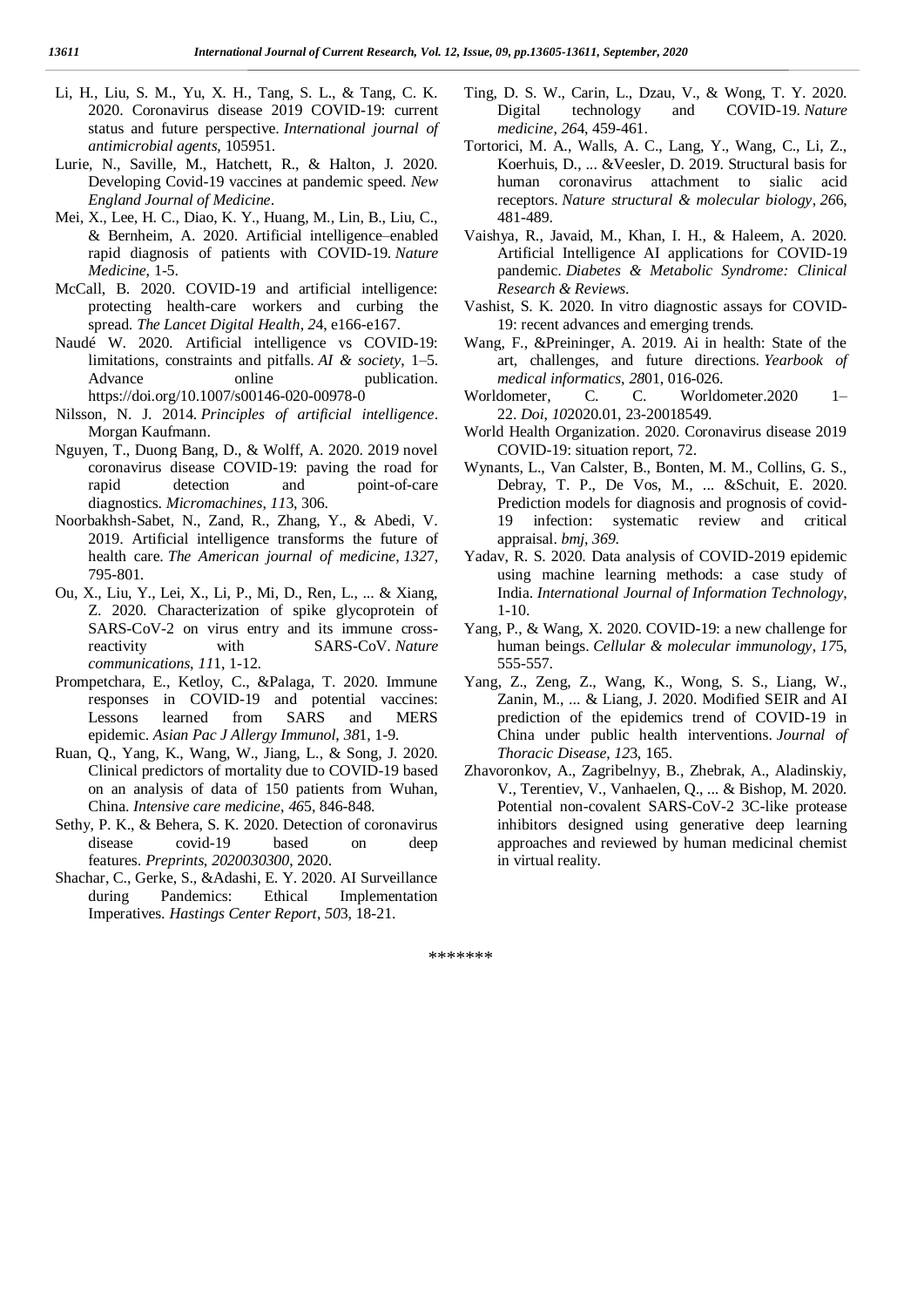Li, H., Liu, S. M., Yu, X. H., Tang, S. L., & Tang, C. K. 2020. Coronavirus disease 2019 COVID-19: current status and future perspective. *International journal of antimicrobial agents*, 105951.

Lurie, N., Saville, M., Hatchett, R., & Halton, J. 2020. Developing Covid-19 vaccines at pandemic speed. *New England Journal of Medicine*.

Mei, X., Lee, H. C., Diao, K. Y., Huang, M., Lin, B., Liu, C., & Bernheim, A. 2020. Artificial intelligence–enabled rapid diagnosis of patients with COVID-19. *Nature Medicine*, 1-5.

McCall, B. 2020. COVID-19 and artificial intelligence: protecting health-care workers and curbing the spread. *The Lancet Digital Health*, *2*4, e166-e167.

Naudé W. 2020. Artificial intelligence vs COVID-19: limitations, constraints and pitfalls. *AI & society*, 1–5. Advance online publication. https://doi.org/10.1007/s00146-020-00978-0

Nilsson, N. J. 2014. *Principles of artificial intelligence*. Morgan Kaufmann.

Nguyen, T., Duong Bang, D., & Wolff, A. 2020. 2019 novel coronavirus disease COVID-19: paving the road for rapid detection and point-of-care diagnostics. *Micromachines*, *11*3, 306.

Noorbakhsh-Sabet, N., Zand, R., Zhang, Y., & Abedi, V. 2019. Artificial intelligence transforms the future of health care. *The American journal of medicine*, *132*7, 795-801.

Ou, X., Liu, Y., Lei, X., Li, P., Mi, D., Ren, L., ... & Xiang, Z. 2020. Characterization of spike glycoprotein of SARS-CoV-2 on virus entry and its immune cross-reactivity with SARS-CoV. *Nature communications*, *11*1, 1-12.

Prompetchara, E., Ketloy, C., &Palaga, T. 2020. Immune responses in COVID-19 and potential vaccines: Lessons learned from SARS and MERS epidemic. *Asian Pac J Allergy Immunol*, *38*1, 1-9.

Ruan, Q., Yang, K., Wang, W., Jiang, L., & Song, J. 2020. Clinical predictors of mortality due to COVID-19 based on an analysis of data of 150 patients from Wuhan, China. *Intensive care medicine*, *46*5, 846-848.

Sethy, P. K., & Behera, S. K. 2020. Detection of coronavirus disease covid-19 based on deep features. *Preprints*, *2020030300*, 2020.

Shachar, C., Gerke, S., &Adashi, E. Y. 2020. AI Surveillance during Pandemics: Ethical Implementation Imperatives. *Hastings Center Report*, *50*3, 18-21.

Ting, D. S. W., Carin, L., Dzau, V., & Wong, T. Y. 2020. Digital technology and COVID-19. *Nature medicine*, *26*4, 459-461.

Tortorici, M. A., Walls, A. C., Lang, Y., Wang, C., Li, Z., Koerhuis, D., ... &Veesler, D. 2019. Structural basis for human coronavirus attachment to sialic acid receptors. *Nature structural & molecular biology*, *26*6, 481-489.

Vaishya, R., Javaid, M., Khan, I. H., & Haleem, A. 2020. Artificial Intelligence AI applications for COVID-19 pandemic. *Diabetes & Metabolic Syndrome: Clinical Research & Reviews*.

Vashist, S. K. 2020. In vitro diagnostic assays for COVID-19: recent advances and emerging trends.

Wang, F., &Preininger, A. 2019. Ai in health: State of the art, challenges, and future directions. *Yearbook of medical informatics*, *28*01, 016-026.

Worldometer, C. C. Worldometer.2020 1–22. *Doi*, *10*2020.01, 23-20018549.

World Health Organization. 2020. Coronavirus disease 2019 COVID-19: situation report, 72.

Wynants, L., Van Calster, B., Bonten, M. M., Collins, G. S., Debray, T. P., De Vos, M., ... &Schuit, E. 2020. Prediction models for diagnosis and prognosis of covid-19 infection: systematic review and critical appraisal. *bmj*, *369*.

Yadav, R. S. 2020. Data analysis of COVID-2019 epidemic using machine learning methods: a case study of India. *International Journal of Information Technology*, 1-10.

Yang, P., & Wang, X. 2020. COVID-19: a new challenge for human beings. *Cellular & molecular immunology*, *17*5, 555-557.

Yang, Z., Zeng, Z., Wang, K., Wong, S. S., Liang, W., Zanin, M., ... & Liang, J. 2020. Modified SEIR and AI prediction of the epidemics trend of COVID-19 in China under public health interventions. *Journal of Thoracic Disease*, *12*3, 165.

Zhavoronkov, A., Zagribelnyy, B., Zhebrak, A., Aladinskiy, V., Terentiev, V., Vanhaelen, Q., ... & Bishop, M. 2020. Potential non-covalent SARS-CoV-2 3C-like protease inhibitors designed using generative deep learning approaches and reviewed by human medicinal chemist in virtual reality.

*******